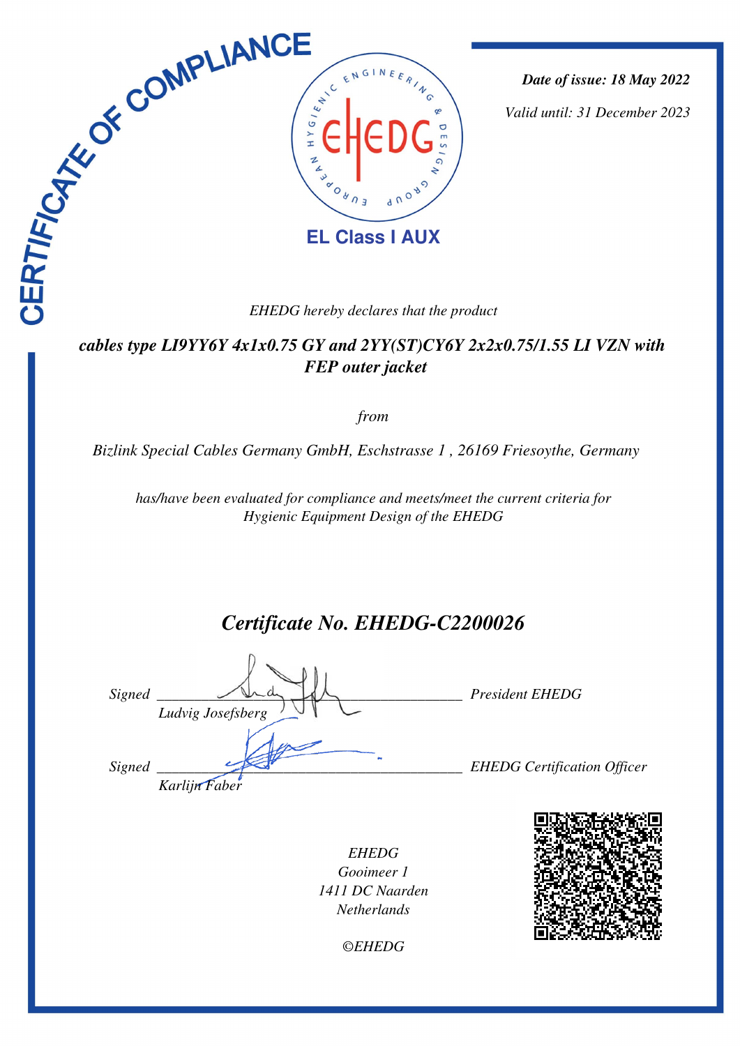# CERTIFICATE OF COMPLIANCE

EUROPEAN HYGIENIC ENGINEERING & DESIGN GROUP

EHEDG

**EL Class I AUX**

***Date of issue: 18 May 2022***

*Valid until: 31 December 2023*

*EHEDG hereby declares that the product*

***cables type LI9YY6Y 4x1x0.75 GY and 2YY(ST)CY6Y 2x2x0.75/1.55 LI VZN with FEP outer jacket***

*from*

*Bizlink Special Cables Germany GmbH, Eschstrasse 1 , 26169 Friesoythe, Germany*

*has/have been evaluated for compliance and meets/meet the current criteria for Hygienic Equipment Design of the EHEDG*

## *Certificate No. EHEDG-C2200026*

*Signed* ______________________________ *President EHEDG*
*Ludvig Josefsberg*

*Signed* ______________________________ *EHEDG Certification Officer*
*Karlijn Faber*

*EHEDG*
*Gooimeer 1*
*1411 DC Naarden*
*Netherlands*

*©EHEDG*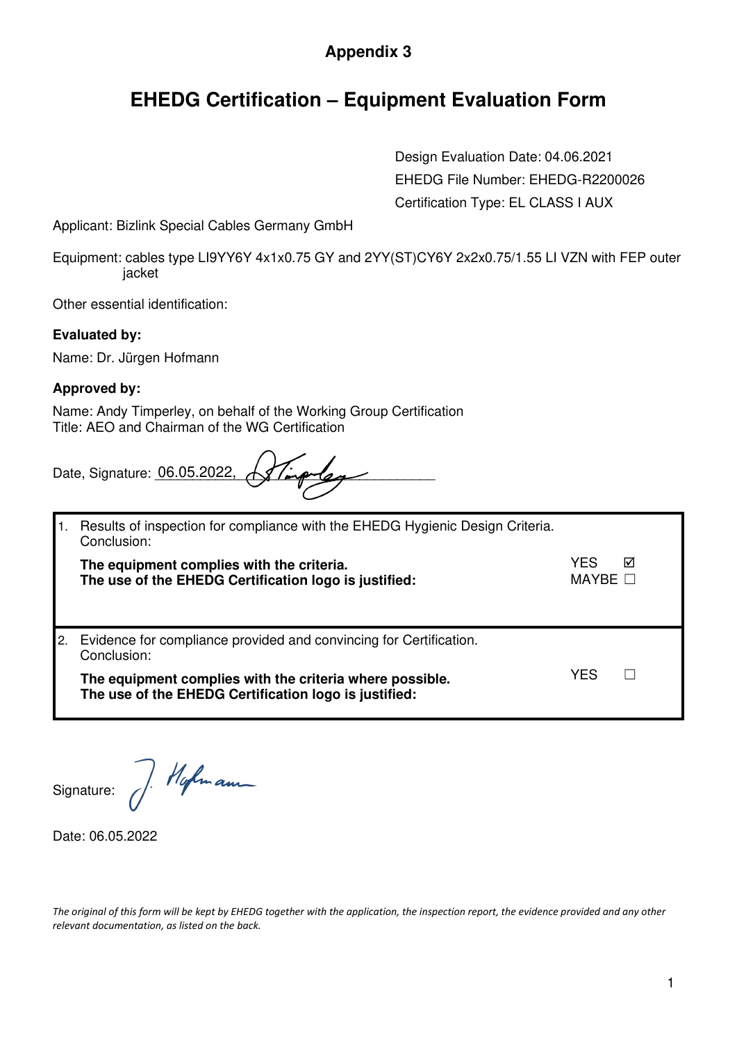## Appendix 3

# EHEDG Certification – Equipment Evaluation Form

Design Evaluation Date: 04.06.2021
EHEDG File Number: EHEDG-R2200026
Certification Type: EL CLASS I AUX

Applicant: Bizlink Special Cables Germany GmbH

Equipment: cables type LI9YY6Y 4x1x0.75 GY and 2YY(ST)CY6Y 2x2x0.75/1.55 LI VZN with FEP outer jacket

Other essential identification:

**Evaluated by:**

Name: Dr. Jürgen Hofmann

**Approved by:**

Name: Andy Timperley, on behalf of the Working Group Certification
Title: AEO and Chairman of the WG Certification

Date, Signature: 06.05.2022,

| | | |
|---|---|---|
| 1. | Results of inspection for compliance with the EHEDG Hygienic Design Criteria. Conclusion:<br>**The equipment complies with the criteria.**<br>**The use of the EHEDG Certification logo is justified:** | YES ☑<br>MAYBE ☐ |
| 2. | Evidence for compliance provided and convincing for Certification. Conclusion:<br>**The equipment complies with the criteria where possible.**<br>**The use of the EHEDG Certification logo is justified:** | YES ☐ |

Signature:

Date: 06.05.2022

*The original of this form will be kept by EHEDG together with the application, the inspection report, the evidence provided and any other relevant documentation, as listed on the back.*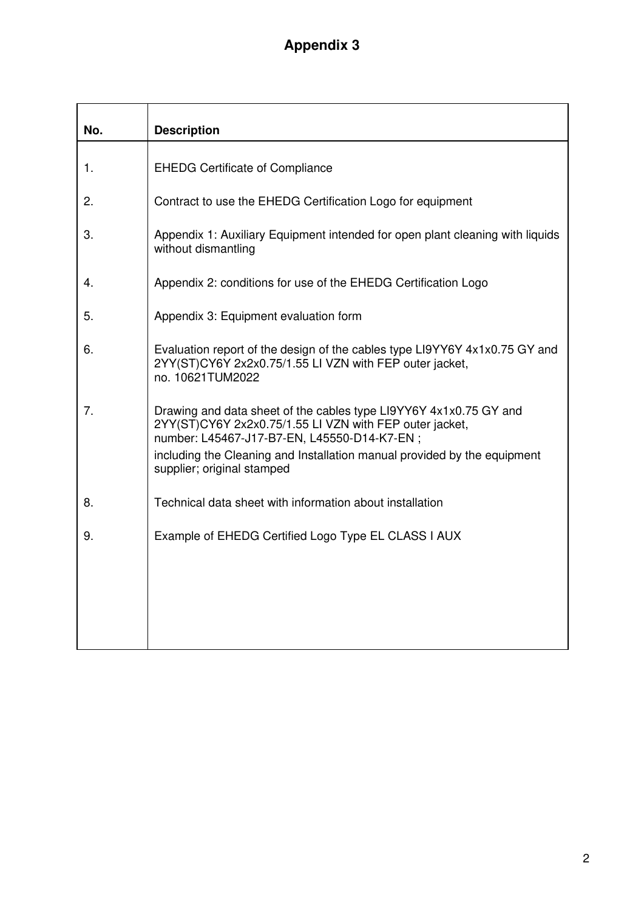# Appendix 3

| No. | Description |
|---|---|
| 1. | EHEDG Certificate of Compliance |
| 2. | Contract to use the EHEDG Certification Logo for equipment |
| 3. | Appendix 1: Auxiliary Equipment intended for open plant cleaning with liquids without dismantling |
| 4. | Appendix 2: conditions for use of the EHEDG Certification Logo |
| 5. | Appendix 3: Equipment evaluation form |
| 6. | Evaluation report of the design of the cables type LI9YY6Y 4x1x0.75 GY and 2YY(ST)CY6Y 2x2x0.75/1.55 LI VZN with FEP outer jacket, no. 10621TUM2022 |
| 7. | Drawing and data sheet of the cables type LI9YY6Y 4x1x0.75 GY and 2YY(ST)CY6Y 2x2x0.75/1.55 LI VZN with FEP outer jacket, number: L45467-J17-B7-EN, L45550-D14-K7-EN ; including the Cleaning and Installation manual provided by the equipment supplier; original stamped |
| 8. | Technical data sheet with information about installation |
| 9. | Example of EHEDG Certified Logo Type EL CLASS I AUX |